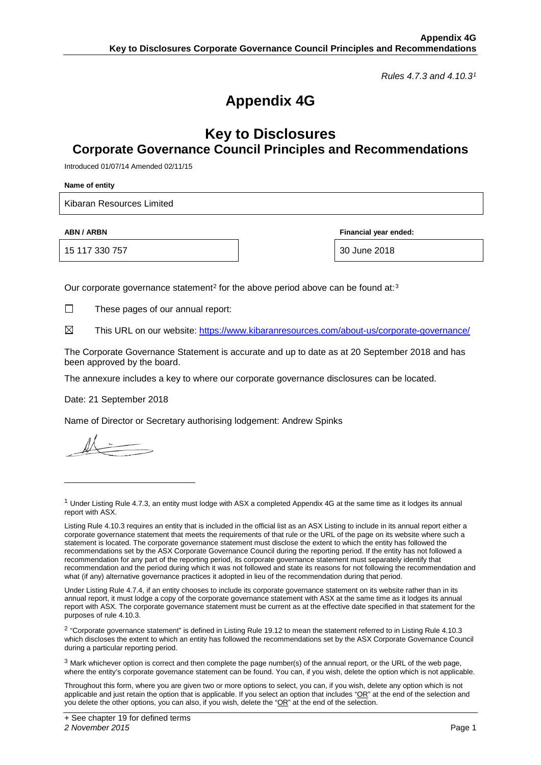*Rules 4.7.3 and 4.10.3*[1]

# Appendix 4G

## Key to Disclosures
## Corporate Governance Council Principles and Recommendations

Introduced 01/07/14 Amended 02/11/15

**Name of entity**

Kibaran Resources Limited

| **ABN / ARBN** | **Financial year ended:** |
|---|---|
| 15 117 330 757 | 30 June 2018 |

Our corporate governance statement[2] for the above period above can be found at:[3]

☐ These pages of our annual report:

☒ This URL on our website: https://www.kibaranresources.com/about-us/corporate-governance/

The Corporate Governance Statement is accurate and up to date as at 20 September 2018 and has been approved by the board.

The annexure includes a key to where our corporate governance disclosures can be located.

Date: 21 September 2018

Name of Director or Secretary authorising lodgement: Andrew Spinks

---

[1] Under Listing Rule 4.7.3, an entity must lodge with ASX a completed Appendix 4G at the same time as it lodges its annual report with ASX.

Listing Rule 4.10.3 requires an entity that is included in the official list as an ASX Listing to include in its annual report either a corporate governance statement that meets the requirements of that rule or the URL of the page on its website where such a statement is located. The corporate governance statement must disclose the extent to which the entity has followed the recommendations set by the ASX Corporate Governance Council during the reporting period. If the entity has not followed a recommendation for any part of the reporting period, its corporate governance statement must separately identify that recommendation and the period during which it was not followed and state its reasons for not following the recommendation and what (if any) alternative governance practices it adopted in lieu of the recommendation during that period.

Under Listing Rule 4.7.4, if an entity chooses to include its corporate governance statement on its website rather than in its annual report, it must lodge a copy of the corporate governance statement with ASX at the same time as it lodges its annual report with ASX. The corporate governance statement must be current as at the effective date specified in that statement for the purposes of rule 4.10.3.

[2] "Corporate governance statement" is defined in Listing Rule 19.12 to mean the statement referred to in Listing Rule 4.10.3 which discloses the extent to which an entity has followed the recommendations set by the ASX Corporate Governance Council during a particular reporting period.

[3] Mark whichever option is correct and then complete the page number(s) of the annual report, or the URL of the web page, where the entity's corporate governance statement can be found. You can, if you wish, delete the option which is not applicable.

Throughout this form, where you are given two or more options to select, you can, if you wish, delete any option which is not applicable and just retain the option that is applicable. If you select an option that includes "OR" at the end of the selection and you delete the other options, you can also, if you wish, delete the "OR" at the end of the selection.

+ See chapter 19 for defined terms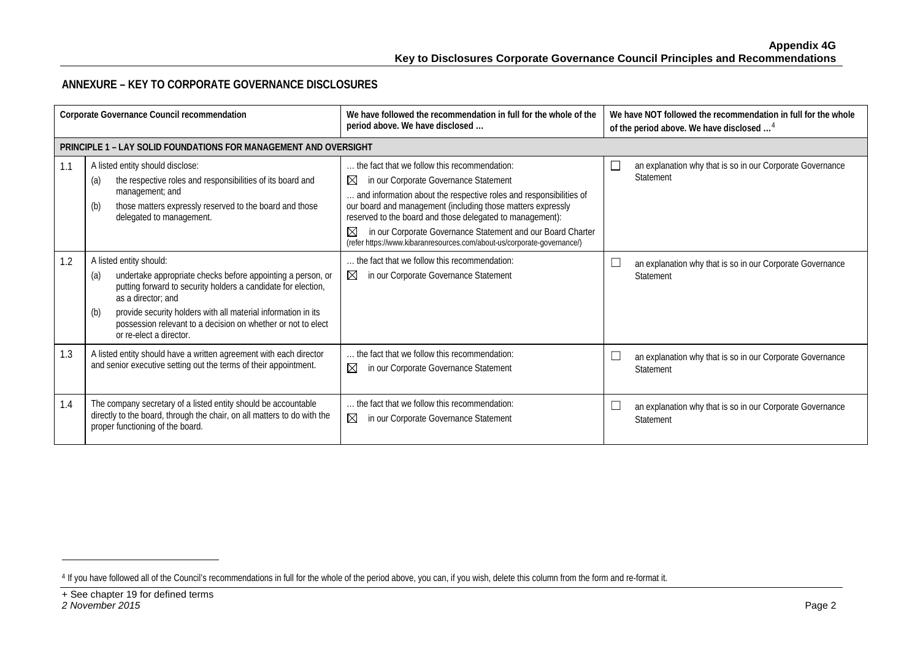## ANNEXURE – KEY TO CORPORATE GOVERNANCE DISCLOSURES

| | Corporate Governance Council recommendation | We have followed the recommendation in full for the whole of the period above. We have disclosed … | We have NOT followed the recommendation in full for the whole of the period above. We have disclosed …[4] |
|---|---|---|---|
| **PRINCIPLE 1 – LAY SOLID FOUNDATIONS FOR MANAGEMENT AND OVERSIGHT** | | | |
| 1.1 | A listed entity should disclose: (a) the respective roles and responsibilities of its board and management; and (b) those matters expressly reserved to the board and those delegated to management. | … the fact that we follow this recommendation: ☒ in our Corporate Governance Statement … and information about the respective roles and responsibilities of our board and management (including those matters expressly reserved to the board and those delegated to management): ☒ in our Corporate Governance Statement and our Board Charter (refer https://www.kibaranresources.com/about-us/corporate-governance/) | ☐ an explanation why that is so in our Corporate Governance Statement |
| 1.2 | A listed entity should: (a) undertake appropriate checks before appointing a person, or putting forward to security holders a candidate for election, as a director; and (b) provide security holders with all material information in its possession relevant to a decision on whether or not to elect or re-elect a director. | … the fact that we follow this recommendation: ☒ in our Corporate Governance Statement | ☐ an explanation why that is so in our Corporate Governance Statement |
| 1.3 | A listed entity should have a written agreement with each director and senior executive setting out the terms of their appointment. | … the fact that we follow this recommendation: ☒ in our Corporate Governance Statement | ☐ an explanation why that is so in our Corporate Governance Statement |
| 1.4 | The company secretary of a listed entity should be accountable directly to the board, through the chair, on all matters to do with the proper functioning of the board. | … the fact that we follow this recommendation: ☒ in our Corporate Governance Statement | ☐ an explanation why that is so in our Corporate Governance Statement |

[4] If you have followed all of the Council's recommendations in full for the whole of the period above, you can, if you wish, delete this column from the form and re-format it.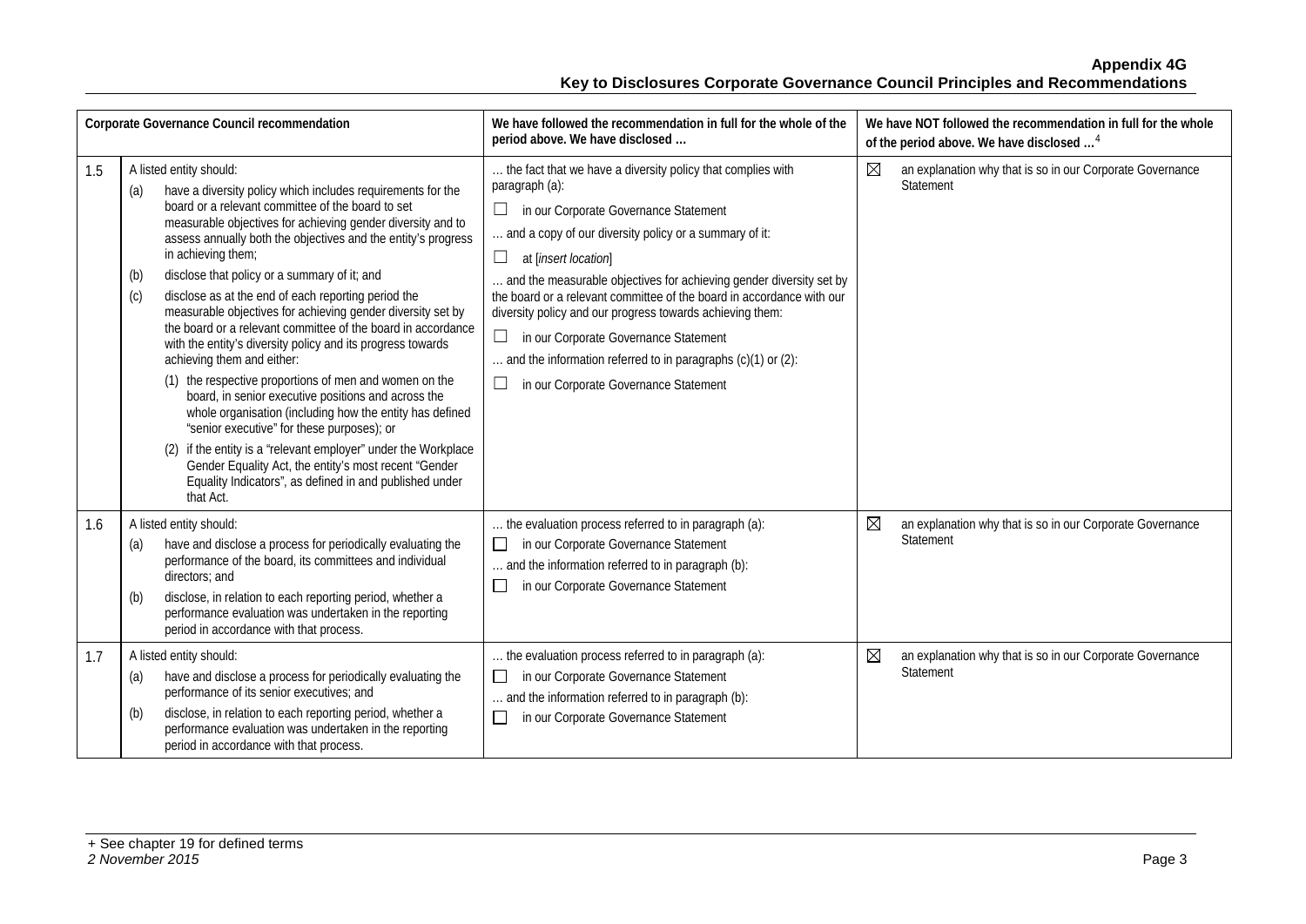| Corporate Governance Council recommendation | | We have followed the recommendation in full for the whole of the period above. We have disclosed … | We have NOT followed the recommendation in full for the whole of the period above. We have disclosed …[4] |
|---|---|---|---|
| 1.5 | A listed entity should:<br>(a) have a diversity policy which includes requirements for the board or a relevant committee of the board to set measurable objectives for achieving gender diversity and to assess annually both the objectives and the entity's progress in achieving them;<br>(b) disclose that policy or a summary of it; and<br>(c) disclose as at the end of each reporting period the measurable objectives for achieving gender diversity set by the board or a relevant committee of the board in accordance with the entity's diversity policy and its progress towards achieving them and either:<br>(1) the respective proportions of men and women on the board, in senior executive positions and across the whole organisation (including how the entity has defined "senior executive" for these purposes); or<br>(2) if the entity is a "relevant employer" under the Workplace Gender Equality Act, the entity's most recent "Gender Equality Indicators", as defined in and published under that Act. | … the fact that we have a diversity policy that complies with paragraph (a):<br>☐ in our Corporate Governance Statement<br>… and a copy of our diversity policy or a summary of it:<br>☐ at [*insert location*]<br>… and the measurable objectives for achieving gender diversity set by the board or a relevant committee of the board in accordance with our diversity policy and our progress towards achieving them:<br>☐ in our Corporate Governance Statement<br>… and the information referred to in paragraphs (c)(1) or (2):<br>☐ in our Corporate Governance Statement | ☒ an explanation why that is so in our Corporate Governance Statement |
| 1.6 | A listed entity should:<br>(a) have and disclose a process for periodically evaluating the performance of the board, its committees and individual directors; and<br>(b) disclose, in relation to each reporting period, whether a performance evaluation was undertaken in the reporting period in accordance with that process. | … the evaluation process referred to in paragraph (a):<br>☐ in our Corporate Governance Statement<br>… and the information referred to in paragraph (b):<br>☐ in our Corporate Governance Statement | ☒ an explanation why that is so in our Corporate Governance Statement |
| 1.7 | A listed entity should:<br>(a) have and disclose a process for periodically evaluating the performance of its senior executives; and<br>(b) disclose, in relation to each reporting period, whether a performance evaluation was undertaken in the reporting period in accordance with that process. | … the evaluation process referred to in paragraph (a):<br>☐ in our Corporate Governance Statement<br>… and the information referred to in paragraph (b):<br>☐ in our Corporate Governance Statement | ☒ an explanation why that is so in our Corporate Governance Statement |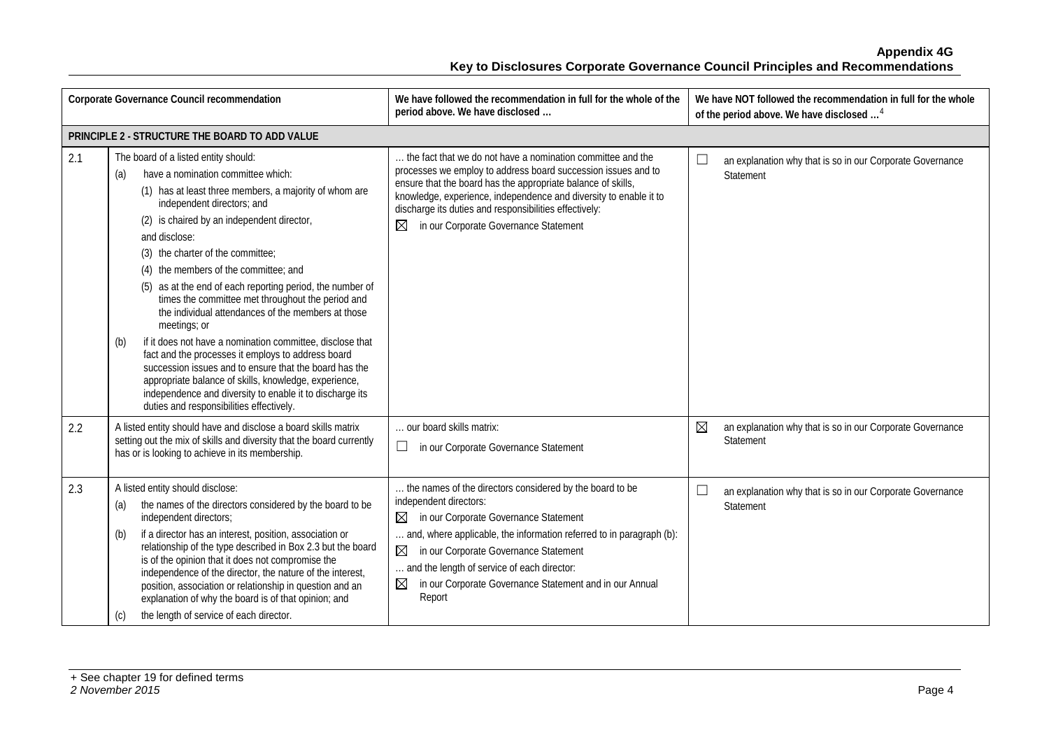| Corporate Governance Council recommendation | | We have followed the recommendation in full for the whole of the period above. We have disclosed … | We have NOT followed the recommendation in full for the whole of the period above. We have disclosed …[4] |
|---|---|---|---|
| **PRINCIPLE 2 - STRUCTURE THE BOARD TO ADD VALUE** | | | |
| 2.1 | The board of a listed entity should:<br>(a) have a nomination committee which:<br>(1) has at least three members, a majority of whom are independent directors; and<br>(2) is chaired by an independent director,<br>and disclose:<br>(3) the charter of the committee;<br>(4) the members of the committee; and<br>(5) as at the end of each reporting period, the number of times the committee met throughout the period and the individual attendances of the members at those meetings; or<br>(b) if it does not have a nomination committee, disclose that fact and the processes it employs to address board succession issues and to ensure that the board has the appropriate balance of skills, knowledge, experience, independence and diversity to enable it to discharge its duties and responsibilities effectively. | … the fact that we do not have a nomination committee and the processes we employ to address board succession issues and to ensure that the board has the appropriate balance of skills, knowledge, experience, independence and diversity to enable it to discharge its duties and responsibilities effectively:<br>☒ in our Corporate Governance Statement | ☐ an explanation why that is so in our Corporate Governance Statement |
| 2.2 | A listed entity should have and disclose a board skills matrix setting out the mix of skills and diversity that the board currently has or is looking to achieve in its membership. | … our board skills matrix:<br>☐ in our Corporate Governance Statement | ☒ an explanation why that is so in our Corporate Governance Statement |
| 2.3 | A listed entity should disclose:<br>(a) the names of the directors considered by the board to be independent directors;<br>(b) if a director has an interest, position, association or relationship of the type described in Box 2.3 but the board is of the opinion that it does not compromise the independence of the director, the nature of the interest, position, association or relationship in question and an explanation of why the board is of that opinion; and<br>(c) the length of service of each director. | … the names of the directors considered by the board to be independent directors:<br>☒ in our Corporate Governance Statement<br>… and, where applicable, the information referred to in paragraph (b):<br>☒ in our Corporate Governance Statement<br>… and the length of service of each director:<br>☒ in our Corporate Governance Statement and in our Annual Report | ☐ an explanation why that is so in our Corporate Governance Statement |

+ See chapter 19 for defined terms
*2 November 2015*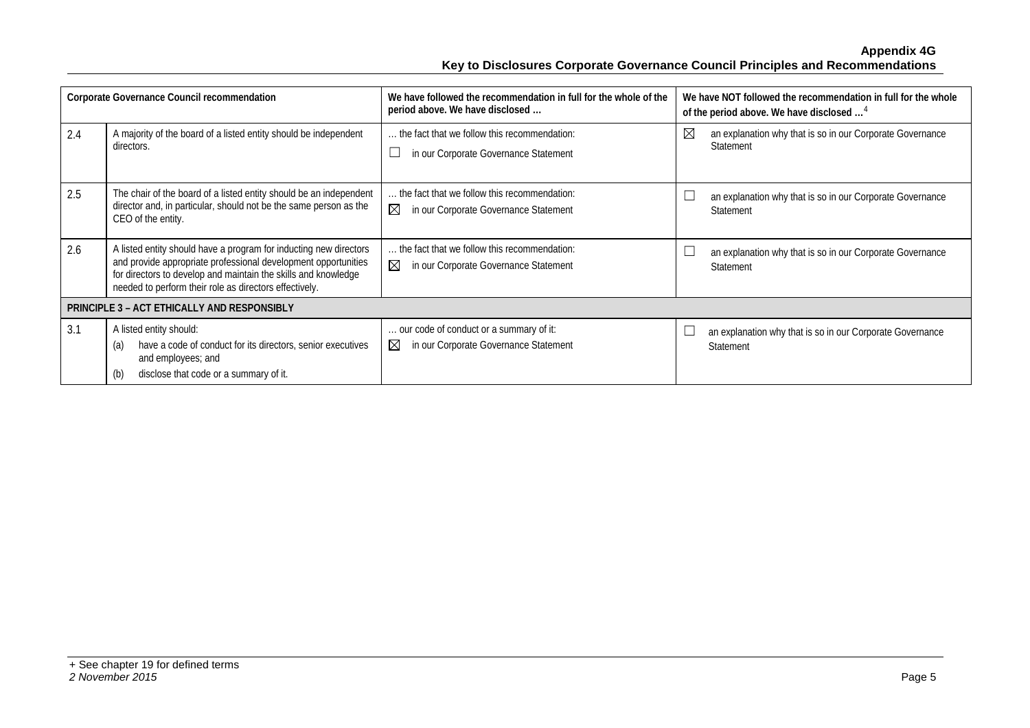| Corporate Governance Council recommendation | | We have followed the recommendation in full for the whole of the period above. We have disclosed … | We have NOT followed the recommendation in full for the whole of the period above. We have disclosed …[4] |
|---|---|---|---|
| 2.4 | A majority of the board of a listed entity should be independent directors. | … the fact that we follow this recommendation:<br>☐ in our Corporate Governance Statement | ☒ an explanation why that is so in our Corporate Governance Statement |
| 2.5 | The chair of the board of a listed entity should be an independent director and, in particular, should not be the same person as the CEO of the entity. | … the fact that we follow this recommendation:<br>☒ in our Corporate Governance Statement | ☐ an explanation why that is so in our Corporate Governance Statement |
| 2.6 | A listed entity should have a program for inducting new directors and provide appropriate professional development opportunities for directors to develop and maintain the skills and knowledge needed to perform their role as directors effectively. | … the fact that we follow this recommendation:<br>☒ in our Corporate Governance Statement | ☐ an explanation why that is so in our Corporate Governance Statement |
| **PRINCIPLE 3 – ACT ETHICALLY AND RESPONSIBLY** | | | |
| 3.1 | A listed entity should:<br>(a) have a code of conduct for its directors, senior executives and employees; and<br>(b) disclose that code or a summary of it. | … our code of conduct or a summary of it:<br>☒ in our Corporate Governance Statement | ☐ an explanation why that is so in our Corporate Governance Statement |

+ See chapter 19 for defined terms
*2 November 2015*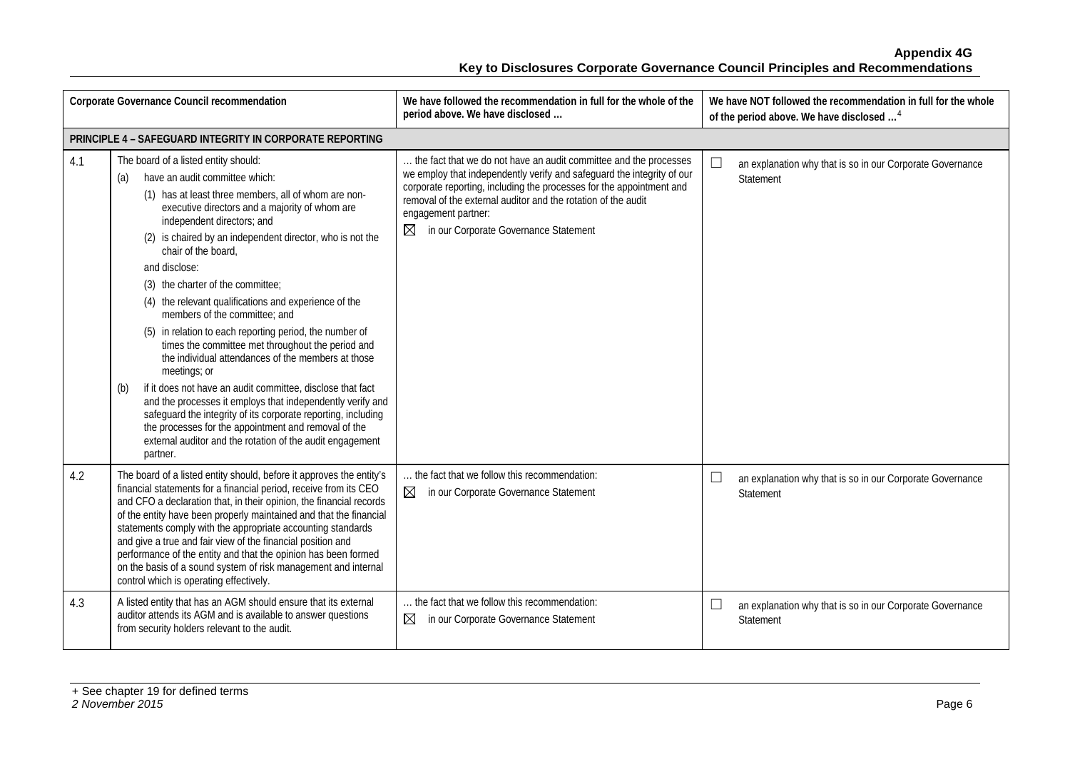| Corporate Governance Council recommendation | | We have followed the recommendation in full for the whole of the period above. We have disclosed … | We have NOT followed the recommendation in full for the whole of the period above. We have disclosed … [4] |
|---|---|---|---|
| **PRINCIPLE 4 – SAFEGUARD INTEGRITY IN CORPORATE REPORTING** | | | |
| 4.1 | The board of a listed entity should:<br>(a) have an audit committee which:<br>(1) has at least three members, all of whom are non-executive directors and a majority of whom are independent directors; and<br>(2) is chaired by an independent director, who is not the chair of the board,<br>and disclose:<br>(3) the charter of the committee;<br>(4) the relevant qualifications and experience of the members of the committee; and<br>(5) in relation to each reporting period, the number of times the committee met throughout the period and the individual attendances of the members at those meetings; or<br>(b) if it does not have an audit committee, disclose that fact and the processes it employs that independently verify and safeguard the integrity of its corporate reporting, including the processes for the appointment and removal of the external auditor and the rotation of the audit engagement partner. | … the fact that we do not have an audit committee and the processes we employ that independently verify and safeguard the integrity of our corporate reporting, including the processes for the appointment and removal of the external auditor and the rotation of the audit engagement partner:<br>☒ in our Corporate Governance Statement | ☐ an explanation why that is so in our Corporate Governance Statement |
| 4.2 | The board of a listed entity should, before it approves the entity's financial statements for a financial period, receive from its CEO and CFO a declaration that, in their opinion, the financial records of the entity have been properly maintained and that the financial statements comply with the appropriate accounting standards and give a true and fair view of the financial position and performance of the entity and that the opinion has been formed on the basis of a sound system of risk management and internal control which is operating effectively. | … the fact that we follow this recommendation:<br>☒ in our Corporate Governance Statement | ☐ an explanation why that is so in our Corporate Governance Statement |
| 4.3 | A listed entity that has an AGM should ensure that its external auditor attends its AGM and is available to answer questions from security holders relevant to the audit. | … the fact that we follow this recommendation:<br>☒ in our Corporate Governance Statement | ☐ an explanation why that is so in our Corporate Governance Statement |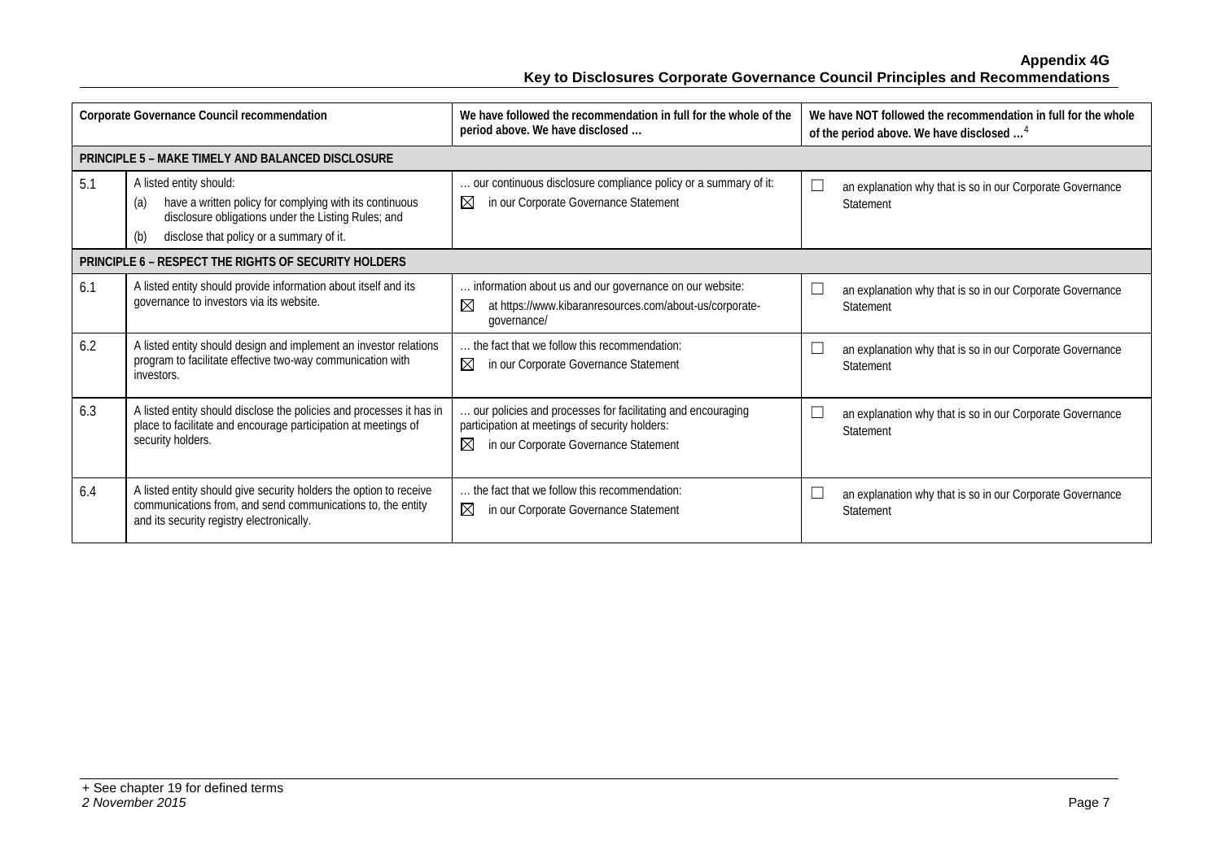| Corporate Governance Council recommendation | | We have followed the recommendation in full for the whole of the period above. We have disclosed … | We have NOT followed the recommendation in full for the whole of the period above. We have disclosed …[4] |
|---|---|---|---|
| **PRINCIPLE 5 – MAKE TIMELY AND BALANCED DISCLOSURE** | | | |
| 5.1 | A listed entity should: (a) have a written policy for complying with its continuous disclosure obligations under the Listing Rules; and (b) disclose that policy or a summary of it. | … our continuous disclosure compliance policy or a summary of it: ☒ in our Corporate Governance Statement | ☐ an explanation why that is so in our Corporate Governance Statement |
| **PRINCIPLE 6 – RESPECT THE RIGHTS OF SECURITY HOLDERS** | | | |
| 6.1 | A listed entity should provide information about itself and its governance to investors via its website. | … information about us and our governance on our website: ☒ at https://www.kibaranresources.com/about-us/corporate-governance/ | ☐ an explanation why that is so in our Corporate Governance Statement |
| 6.2 | A listed entity should design and implement an investor relations program to facilitate effective two-way communication with investors. | … the fact that we follow this recommendation: ☒ in our Corporate Governance Statement | ☐ an explanation why that is so in our Corporate Governance Statement |
| 6.3 | A listed entity should disclose the policies and processes it has in place to facilitate and encourage participation at meetings of security holders. | … our policies and processes for facilitating and encouraging participation at meetings of security holders: ☒ in our Corporate Governance Statement | ☐ an explanation why that is so in our Corporate Governance Statement |
| 6.4 | A listed entity should give security holders the option to receive communications from, and send communications to, the entity and its security registry electronically. | … the fact that we follow this recommendation: ☒ in our Corporate Governance Statement | ☐ an explanation why that is so in our Corporate Governance Statement |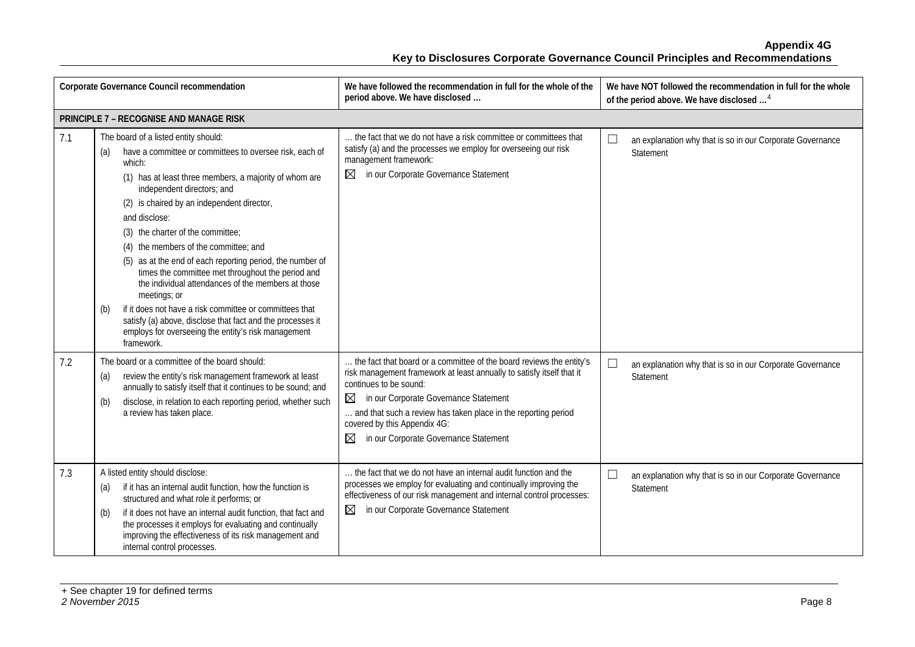**Appendix 4G**
**Key to Disclosures Corporate Governance Council Principles and Recommendations**

| | Corporate Governance Council recommendation | We have followed the recommendation in full for the whole of the period above. We have disclosed … | We have NOT followed the recommendation in full for the whole of the period above. We have disclosed …[4] |
|---|---|---|---|
| **PRINCIPLE 7 – RECOGNISE AND MANAGE RISK** | | | |
| 7.1 | The board of a listed entity should:<br>(a) have a committee or committees to oversee risk, each of which:<br>(1) has at least three members, a majority of whom are independent directors; and<br>(2) is chaired by an independent director,<br>and disclose:<br>(3) the charter of the committee;<br>(4) the members of the committee; and<br>(5) as at the end of each reporting period, the number of times the committee met throughout the period and the individual attendances of the members at those meetings; or<br>(b) if it does not have a risk committee or committees that satisfy (a) above, disclose that fact and the processes it employs for overseeing the entity's risk management framework. | … the fact that we do not have a risk committee or committees that satisfy (a) and the processes we employ for overseeing our risk management framework:<br>☒ in our Corporate Governance Statement | ☐ an explanation why that is so in our Corporate Governance Statement |
| 7.2 | The board or a committee of the board should:<br>(a) review the entity's risk management framework at least annually to satisfy itself that it continues to be sound; and<br>(b) disclose, in relation to each reporting period, whether such a review has taken place. | … the fact that board or a committee of the board reviews the entity's risk management framework at least annually to satisfy itself that it continues to be sound:<br>☒ in our Corporate Governance Statement<br>… and that such a review has taken place in the reporting period covered by this Appendix 4G:<br>☒ in our Corporate Governance Statement | ☐ an explanation why that is so in our Corporate Governance Statement |
| 7.3 | A listed entity should disclose:<br>(a) if it has an internal audit function, how the function is structured and what role it performs; or<br>(b) if it does not have an internal audit function, that fact and the processes it employs for evaluating and continually improving the effectiveness of its risk management and internal control processes. | … the fact that we do not have an internal audit function and the processes we employ for evaluating and continually improving the effectiveness of our risk management and internal control processes:<br>☒ in our Corporate Governance Statement | ☐ an explanation why that is so in our Corporate Governance Statement |

+ See chapter 19 for defined terms
*2 November 2015*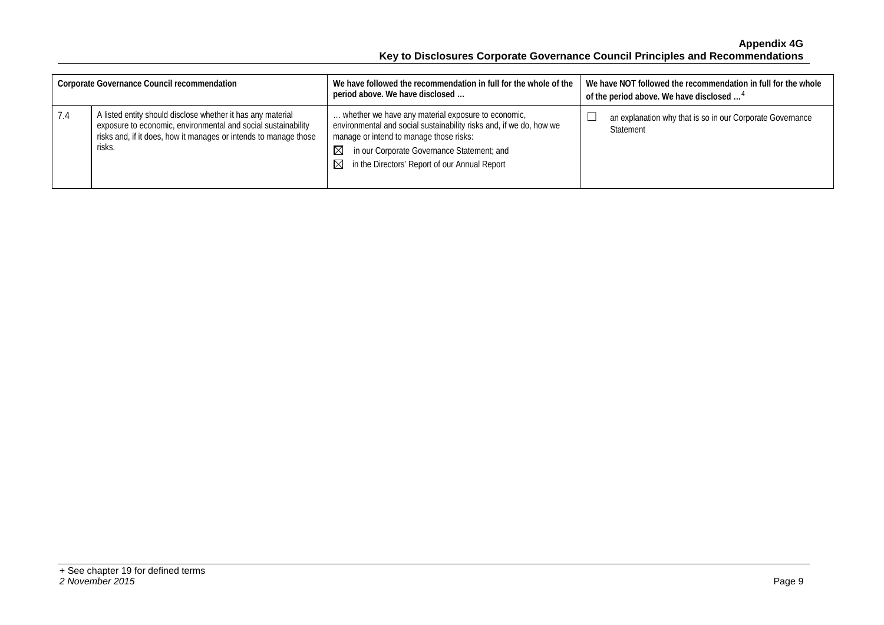| Corporate Governance Council recommendation | | We have followed the recommendation in full for the whole of the period above. We have disclosed … | We have NOT followed the recommendation in full for the whole of the period above. We have disclosed …[4] |
|---|---|---|---|
| 7.4 | A listed entity should disclose whether it has any material exposure to economic, environmental and social sustainability risks and, if it does, how it manages or intends to manage those risks. | … whether we have any material exposure to economic, environmental and social sustainability risks and, if we do, how we manage or intend to manage those risks:<br>☒ in our Corporate Governance Statement; and<br>☒ in the Directors' Report of our Annual Report | ☐ an explanation why that is so in our Corporate Governance Statement |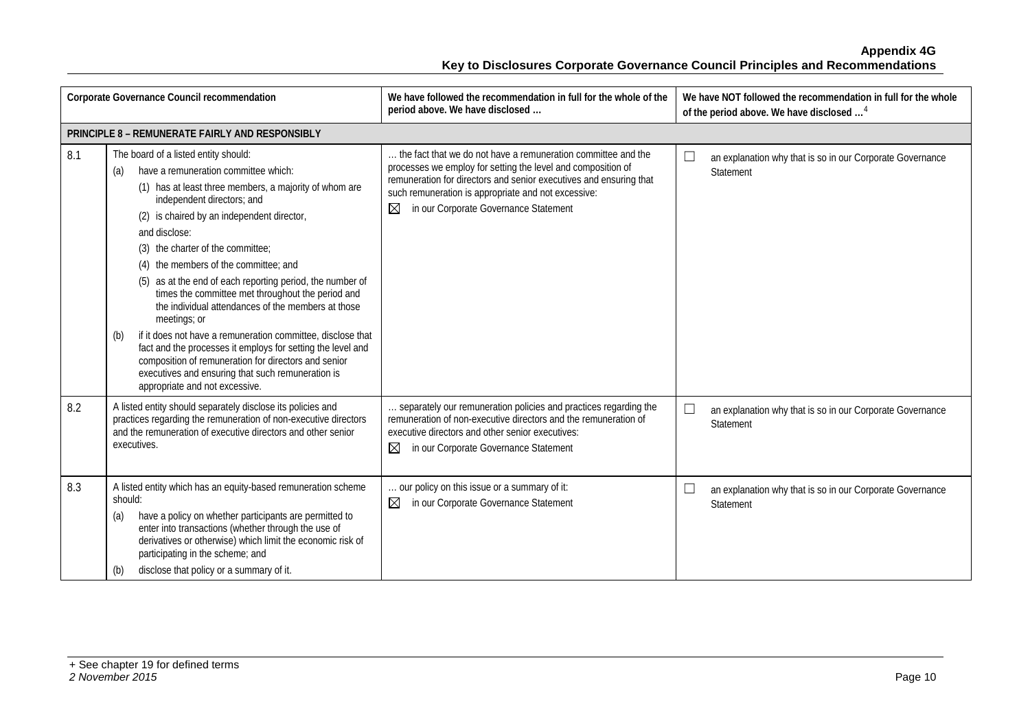| Corporate Governance Council recommendation | | We have followed the recommendation in full for the whole of the period above. We have disclosed … | We have NOT followed the recommendation in full for the whole of the period above. We have disclosed …[4] |
|---|---|---|---|
| **PRINCIPLE 8 – REMUNERATE FAIRLY AND RESPONSIBLY** | | | |
| 8.1 | The board of a listed entity should:<br>(a) have a remuneration committee which:<br>(1) has at least three members, a majority of whom are independent directors; and<br>(2) is chaired by an independent director,<br>and disclose:<br>(3) the charter of the committee;<br>(4) the members of the committee; and<br>(5) as at the end of each reporting period, the number of times the committee met throughout the period and the individual attendances of the members at those meetings; or<br>(b) if it does not have a remuneration committee, disclose that fact and the processes it employs for setting the level and composition of remuneration for directors and senior executives and ensuring that such remuneration is appropriate and not excessive. | … the fact that we do not have a remuneration committee and the processes we employ for setting the level and composition of remuneration for directors and senior executives and ensuring that such remuneration is appropriate and not excessive:<br>☒ in our Corporate Governance Statement | ☐ an explanation why that is so in our Corporate Governance Statement |
| 8.2 | A listed entity should separately disclose its policies and practices regarding the remuneration of non-executive directors and the remuneration of executive directors and other senior executives. | … separately our remuneration policies and practices regarding the remuneration of non-executive directors and the remuneration of executive directors and other senior executives:<br>☒ in our Corporate Governance Statement | ☐ an explanation why that is so in our Corporate Governance Statement |
| 8.3 | A listed entity which has an equity-based remuneration scheme should:<br>(a) have a policy on whether participants are permitted to enter into transactions (whether through the use of derivatives or otherwise) which limit the economic risk of participating in the scheme; and<br>(b) disclose that policy or a summary of it. | … our policy on this issue or a summary of it:<br>☒ in our Corporate Governance Statement | ☐ an explanation why that is so in our Corporate Governance Statement |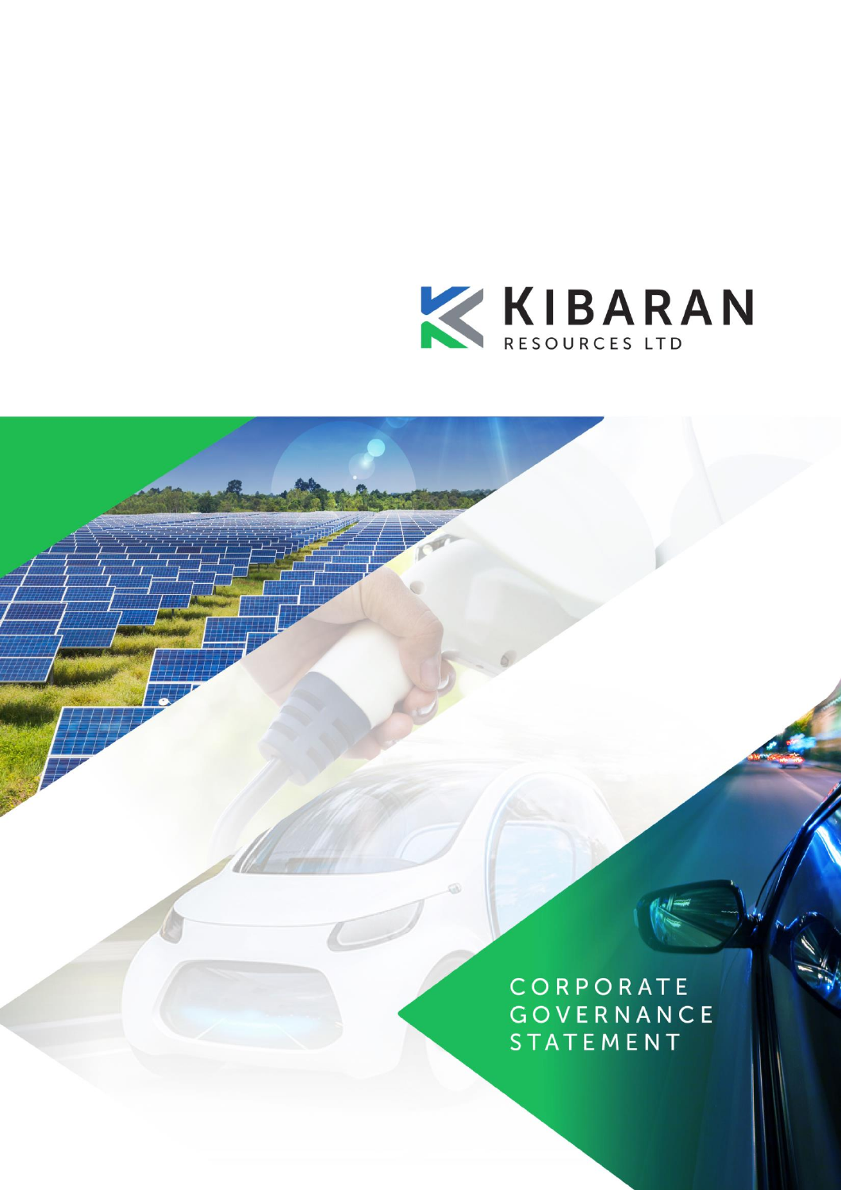KIBARAN

RESOURCES LTD

CORPORATE
GOVERNANCE
STATEMENT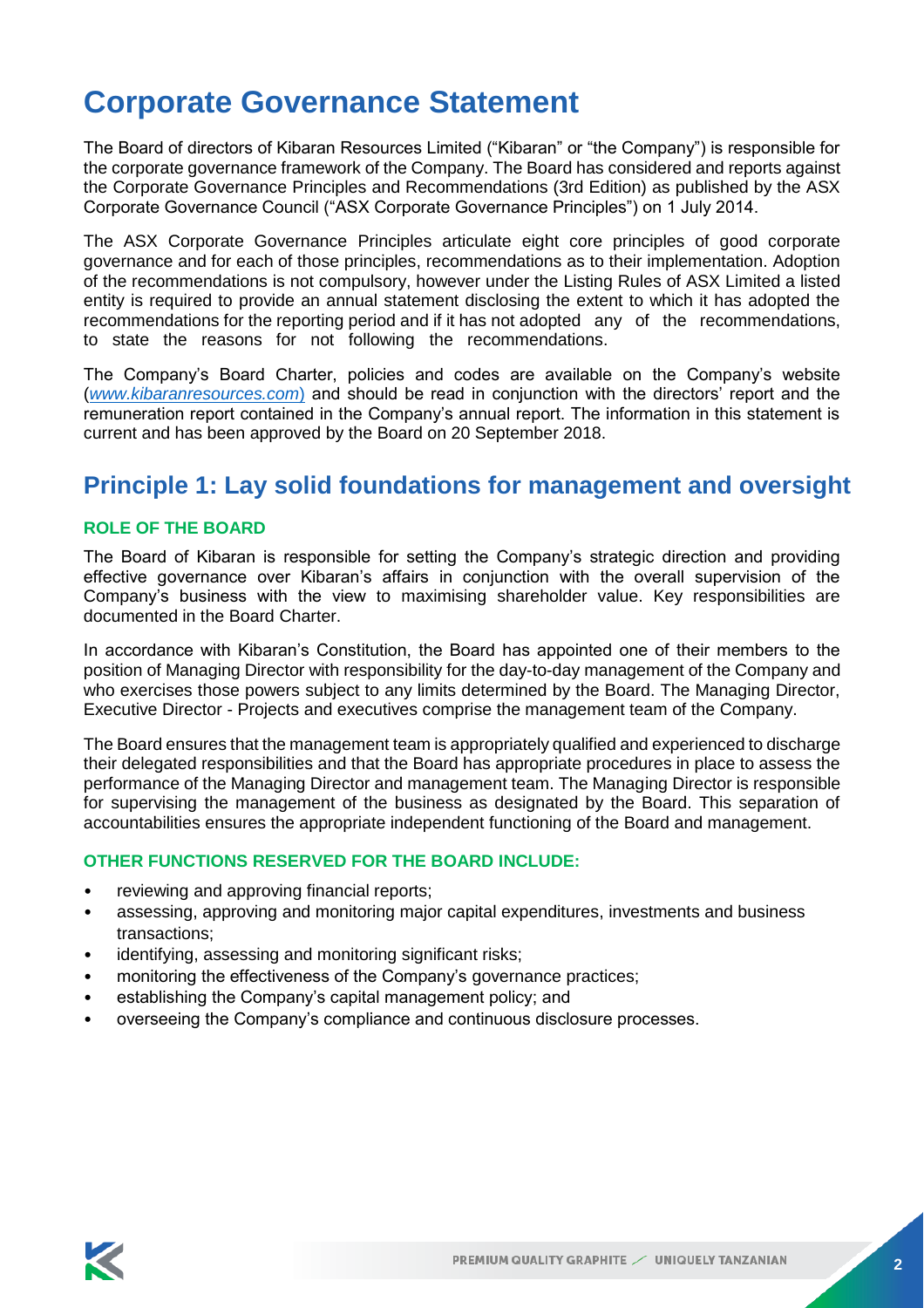# Corporate Governance Statement

The Board of directors of Kibaran Resources Limited ("Kibaran" or "the Company") is responsible for the corporate governance framework of the Company. The Board has considered and reports against the Corporate Governance Principles and Recommendations (3rd Edition) as published by the ASX Corporate Governance Council ("ASX Corporate Governance Principles") on 1 July 2014.

The ASX Corporate Governance Principles articulate eight core principles of good corporate governance and for each of those principles, recommendations as to their implementation. Adoption of the recommendations is not compulsory, however under the Listing Rules of ASX Limited a listed entity is required to provide an annual statement disclosing the extent to which it has adopted the recommendations for the reporting period and if it has not adopted any of the recommendations, to state the reasons for not following the recommendations.

The Company's Board Charter, policies and codes are available on the Company's website (*www.kibaranresources.com*) and should be read in conjunction with the directors' report and the remuneration report contained in the Company's annual report. The information in this statement is current and has been approved by the Board on 20 September 2018.

## Principle 1: Lay solid foundations for management and oversight

### ROLE OF THE BOARD

The Board of Kibaran is responsible for setting the Company's strategic direction and providing effective governance over Kibaran's affairs in conjunction with the overall supervision of the Company's business with the view to maximising shareholder value. Key responsibilities are documented in the Board Charter.

In accordance with Kibaran's Constitution, the Board has appointed one of their members to the position of Managing Director with responsibility for the day-to-day management of the Company and who exercises those powers subject to any limits determined by the Board. The Managing Director, Executive Director - Projects and executives comprise the management team of the Company.

The Board ensures that the management team is appropriately qualified and experienced to discharge their delegated responsibilities and that the Board has appropriate procedures in place to assess the performance of the Managing Director and management team. The Managing Director is responsible for supervising the management of the business as designated by the Board. This separation of accountabilities ensures the appropriate independent functioning of the Board and management.

### OTHER FUNCTIONS RESERVED FOR THE BOARD INCLUDE:

- reviewing and approving financial reports;
- assessing, approving and monitoring major capital expenditures, investments and business transactions;
- identifying, assessing and monitoring significant risks;
- monitoring the effectiveness of the Company's governance practices;
- establishing the Company's capital management policy; and
- overseeing the Company's compliance and continuous disclosure processes.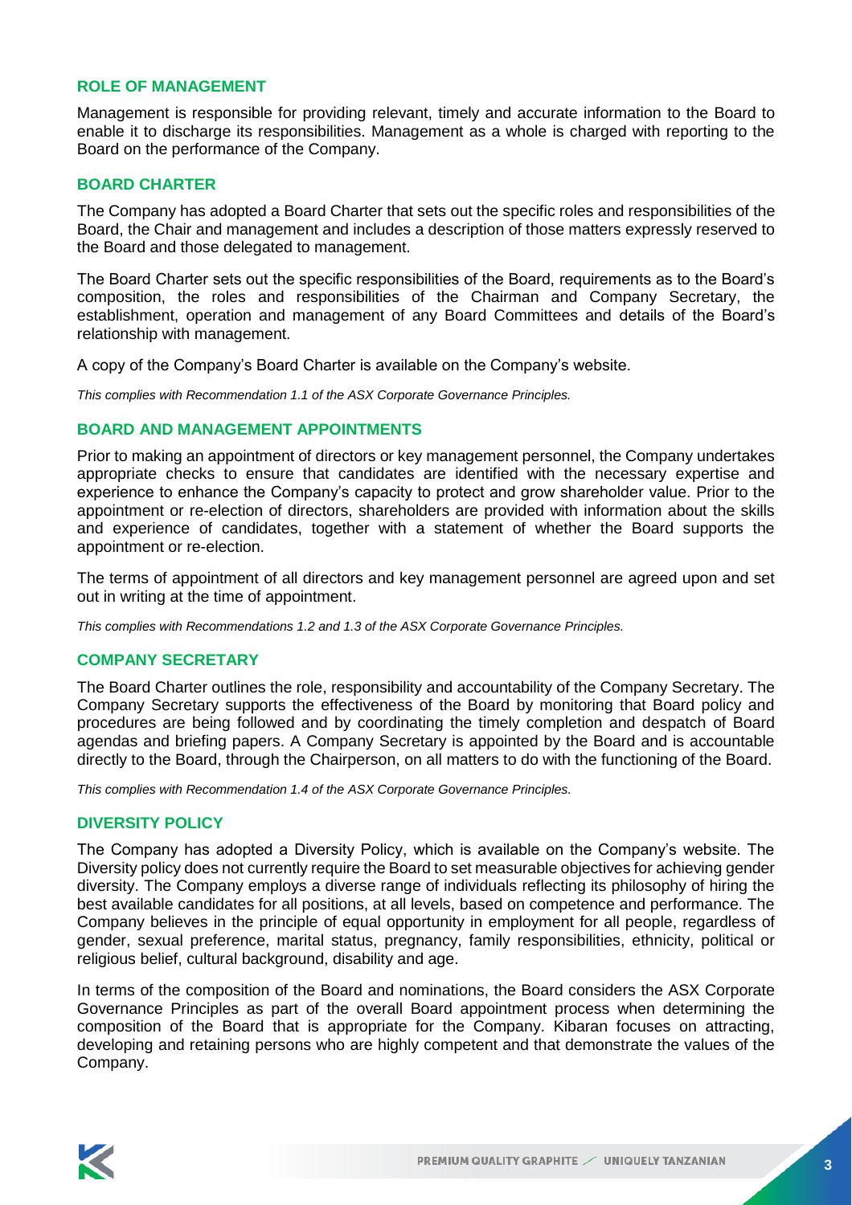## ROLE OF MANAGEMENT

Management is responsible for providing relevant, timely and accurate information to the Board to enable it to discharge its responsibilities. Management as a whole is charged with reporting to the Board on the performance of the Company.

## BOARD CHARTER

The Company has adopted a Board Charter that sets out the specific roles and responsibilities of the Board, the Chair and management and includes a description of those matters expressly reserved to the Board and those delegated to management.

The Board Charter sets out the specific responsibilities of the Board, requirements as to the Board's composition, the roles and responsibilities of the Chairman and Company Secretary, the establishment, operation and management of any Board Committees and details of the Board's relationship with management.

A copy of the Company's Board Charter is available on the Company's website.

*This complies with Recommendation 1.1 of the ASX Corporate Governance Principles.*

## BOARD AND MANAGEMENT APPOINTMENTS

Prior to making an appointment of directors or key management personnel, the Company undertakes appropriate checks to ensure that candidates are identified with the necessary expertise and experience to enhance the Company's capacity to protect and grow shareholder value. Prior to the appointment or re-election of directors, shareholders are provided with information about the skills and experience of candidates, together with a statement of whether the Board supports the appointment or re-election.

The terms of appointment of all directors and key management personnel are agreed upon and set out in writing at the time of appointment.

*This complies with Recommendations 1.2 and 1.3 of the ASX Corporate Governance Principles.*

## COMPANY SECRETARY

The Board Charter outlines the role, responsibility and accountability of the Company Secretary. The Company Secretary supports the effectiveness of the Board by monitoring that Board policy and procedures are being followed and by coordinating the timely completion and despatch of Board agendas and briefing papers. A Company Secretary is appointed by the Board and is accountable directly to the Board, through the Chairperson, on all matters to do with the functioning of the Board.

*This complies with Recommendation 1.4 of the ASX Corporate Governance Principles.*

## DIVERSITY POLICY

The Company has adopted a Diversity Policy, which is available on the Company's website. The Diversity policy does not currently require the Board to set measurable objectives for achieving gender diversity. The Company employs a diverse range of individuals reflecting its philosophy of hiring the best available candidates for all positions, at all levels, based on competence and performance. The Company believes in the principle of equal opportunity in employment for all people, regardless of gender, sexual preference, marital status, pregnancy, family responsibilities, ethnicity, political or religious belief, cultural background, disability and age.

In terms of the composition of the Board and nominations, the Board considers the ASX Corporate Governance Principles as part of the overall Board appointment process when determining the composition of the Board that is appropriate for the Company. Kibaran focuses on attracting, developing and retaining persons who are highly competent and that demonstrate the values of the Company.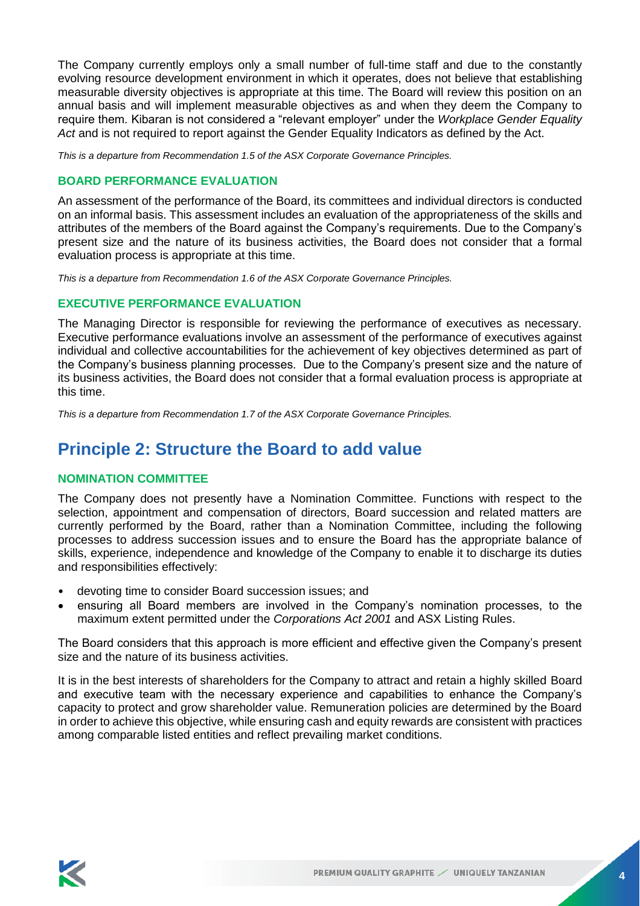The Company currently employs only a small number of full-time staff and due to the constantly evolving resource development environment in which it operates, does not believe that establishing measurable diversity objectives is appropriate at this time. The Board will review this position on an annual basis and will implement measurable objectives as and when they deem the Company to require them. Kibaran is not considered a "relevant employer" under the *Workplace Gender Equality Act* and is not required to report against the Gender Equality Indicators as defined by the Act.

*This is a departure from Recommendation 1.5 of the ASX Corporate Governance Principles.*

### BOARD PERFORMANCE EVALUATION

An assessment of the performance of the Board, its committees and individual directors is conducted on an informal basis. This assessment includes an evaluation of the appropriateness of the skills and attributes of the members of the Board against the Company's requirements. Due to the Company's present size and the nature of its business activities, the Board does not consider that a formal evaluation process is appropriate at this time.

*This is a departure from Recommendation 1.6 of the ASX Corporate Governance Principles.*

### EXECUTIVE PERFORMANCE EVALUATION

The Managing Director is responsible for reviewing the performance of executives as necessary. Executive performance evaluations involve an assessment of the performance of executives against individual and collective accountabilities for the achievement of key objectives determined as part of the Company's business planning processes. Due to the Company's present size and the nature of its business activities, the Board does not consider that a formal evaluation process is appropriate at this time.

*This is a departure from Recommendation 1.7 of the ASX Corporate Governance Principles.*

## Principle 2: Structure the Board to add value

### NOMINATION COMMITTEE

The Company does not presently have a Nomination Committee. Functions with respect to the selection, appointment and compensation of directors, Board succession and related matters are currently performed by the Board, rather than a Nomination Committee, including the following processes to address succession issues and to ensure the Board has the appropriate balance of skills, experience, independence and knowledge of the Company to enable it to discharge its duties and responsibilities effectively:

- devoting time to consider Board succession issues; and
- ensuring all Board members are involved in the Company's nomination processes, to the maximum extent permitted under the *Corporations Act 2001* and ASX Listing Rules.

The Board considers that this approach is more efficient and effective given the Company's present size and the nature of its business activities.

It is in the best interests of shareholders for the Company to attract and retain a highly skilled Board and executive team with the necessary experience and capabilities to enhance the Company's capacity to protect and grow shareholder value. Remuneration policies are determined by the Board in order to achieve this objective, while ensuring cash and equity rewards are consistent with practices among comparable listed entities and reflect prevailing market conditions.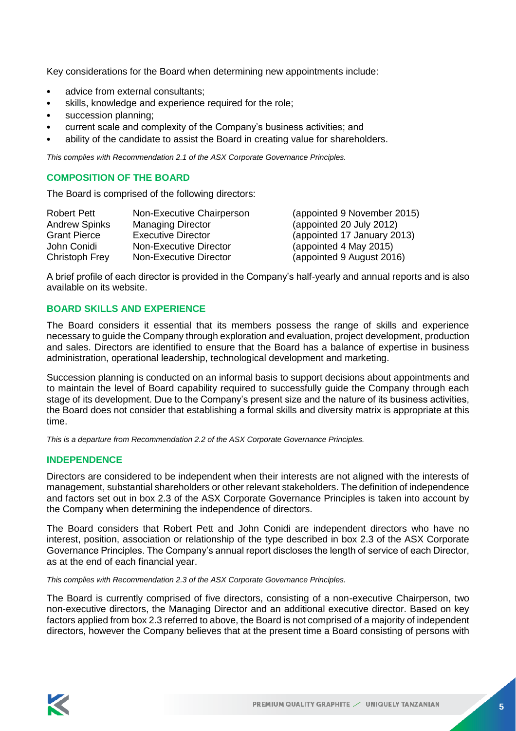Key considerations for the Board when determining new appointments include:

- advice from external consultants;
- skills, knowledge and experience required for the role;
- succession planning;
- current scale and complexity of the Company's business activities; and
- ability of the candidate to assist the Board in creating value for shareholders.

*This complies with Recommendation 2.1 of the ASX Corporate Governance Principles.*

## COMPOSITION OF THE BOARD

The Board is comprised of the following directors:

| | | |
|---|---|---|
| Robert Pett | Non-Executive Chairperson | (appointed 9 November 2015) |
| Andrew Spinks | Managing Director | (appointed 20 July 2012) |
| Grant Pierce | Executive Director | (appointed 17 January 2013) |
| John Conidi | Non-Executive Director | (appointed 4 May 2015) |
| Christoph Frey | Non-Executive Director | (appointed 9 August 2016) |

A brief profile of each director is provided in the Company's half-yearly and annual reports and is also available on its website.

## BOARD SKILLS AND EXPERIENCE

The Board considers it essential that its members possess the range of skills and experience necessary to guide the Company through exploration and evaluation, project development, production and sales. Directors are identified to ensure that the Board has a balance of expertise in business administration, operational leadership, technological development and marketing.

Succession planning is conducted on an informal basis to support decisions about appointments and to maintain the level of Board capability required to successfully guide the Company through each stage of its development. Due to the Company's present size and the nature of its business activities, the Board does not consider that establishing a formal skills and diversity matrix is appropriate at this time.

*This is a departure from Recommendation 2.2 of the ASX Corporate Governance Principles.*

## INDEPENDENCE

Directors are considered to be independent when their interests are not aligned with the interests of management, substantial shareholders or other relevant stakeholders. The definition of independence and factors set out in box 2.3 of the ASX Corporate Governance Principles is taken into account by the Company when determining the independence of directors.

The Board considers that Robert Pett and John Conidi are independent directors who have no interest, position, association or relationship of the type described in box 2.3 of the ASX Corporate Governance Principles. The Company's annual report discloses the length of service of each Director, as at the end of each financial year.

*This complies with Recommendation 2.3 of the ASX Corporate Governance Principles.*

The Board is currently comprised of five directors, consisting of a non-executive Chairperson, two non-executive directors, the Managing Director and an additional executive director. Based on key factors applied from box 2.3 referred to above, the Board is not comprised of a majority of independent directors, however the Company believes that at the present time a Board consisting of persons with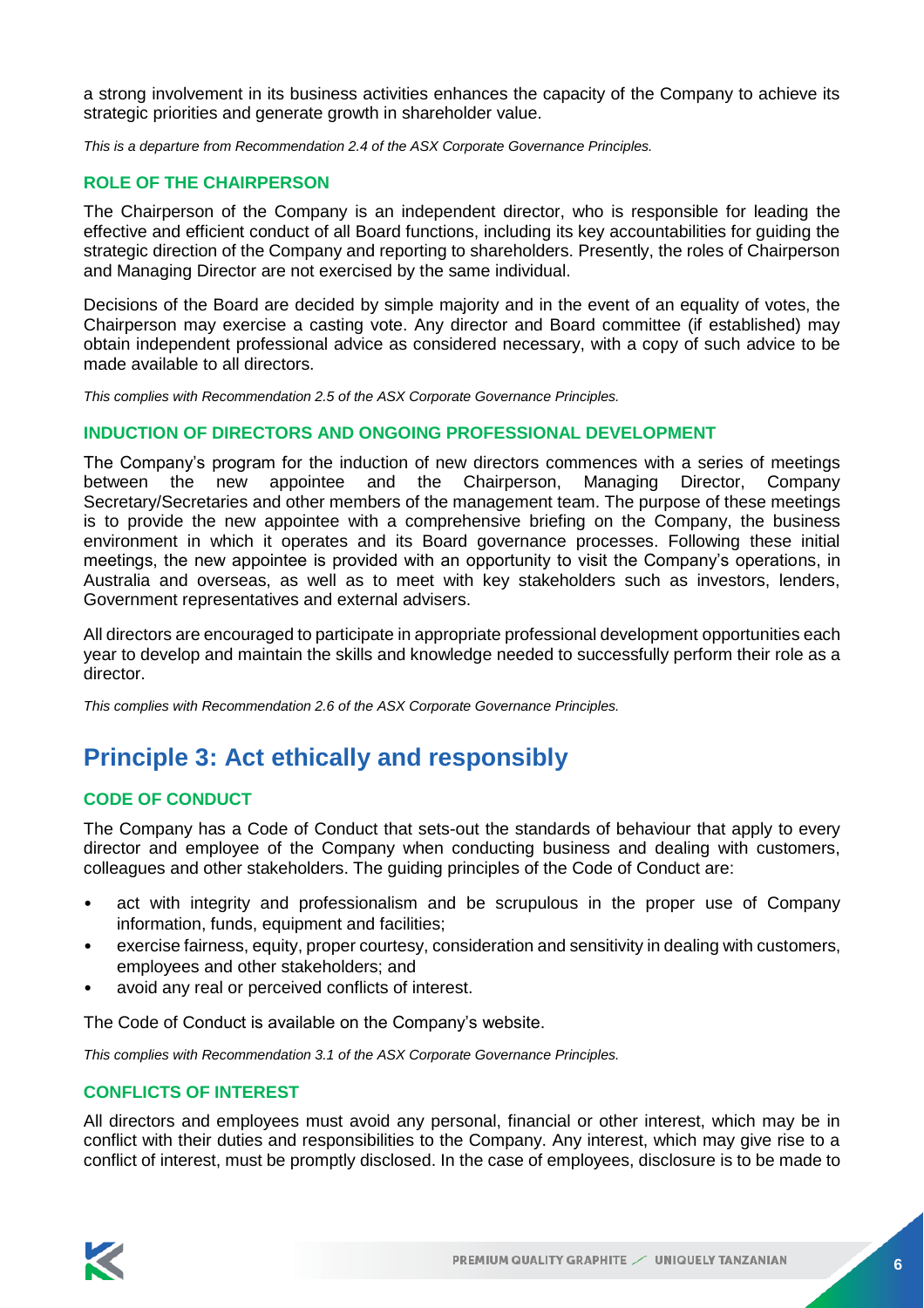a strong involvement in its business activities enhances the capacity of the Company to achieve its strategic priorities and generate growth in shareholder value.

*This is a departure from Recommendation 2.4 of the ASX Corporate Governance Principles.*

### ROLE OF THE CHAIRPERSON

The Chairperson of the Company is an independent director, who is responsible for leading the effective and efficient conduct of all Board functions, including its key accountabilities for guiding the strategic direction of the Company and reporting to shareholders. Presently, the roles of Chairperson and Managing Director are not exercised by the same individual.

Decisions of the Board are decided by simple majority and in the event of an equality of votes, the Chairperson may exercise a casting vote. Any director and Board committee (if established) may obtain independent professional advice as considered necessary, with a copy of such advice to be made available to all directors.

*This complies with Recommendation 2.5 of the ASX Corporate Governance Principles.*

### INDUCTION OF DIRECTORS AND ONGOING PROFESSIONAL DEVELOPMENT

The Company's program for the induction of new directors commences with a series of meetings between the new appointee and the Chairperson, Managing Director, Company Secretary/Secretaries and other members of the management team. The purpose of these meetings is to provide the new appointee with a comprehensive briefing on the Company, the business environment in which it operates and its Board governance processes. Following these initial meetings, the new appointee is provided with an opportunity to visit the Company's operations, in Australia and overseas, as well as to meet with key stakeholders such as investors, lenders, Government representatives and external advisers.

All directors are encouraged to participate in appropriate professional development opportunities each year to develop and maintain the skills and knowledge needed to successfully perform their role as a director.

*This complies with Recommendation 2.6 of the ASX Corporate Governance Principles.*

## Principle 3: Act ethically and responsibly

### CODE OF CONDUCT

The Company has a Code of Conduct that sets-out the standards of behaviour that apply to every director and employee of the Company when conducting business and dealing with customers, colleagues and other stakeholders. The guiding principles of the Code of Conduct are:

- act with integrity and professionalism and be scrupulous in the proper use of Company information, funds, equipment and facilities;
- exercise fairness, equity, proper courtesy, consideration and sensitivity in dealing with customers, employees and other stakeholders; and
- avoid any real or perceived conflicts of interest.

The Code of Conduct is available on the Company's website.

*This complies with Recommendation 3.1 of the ASX Corporate Governance Principles.*

### CONFLICTS OF INTEREST

All directors and employees must avoid any personal, financial or other interest, which may be in conflict with their duties and responsibilities to the Company. Any interest, which may give rise to a conflict of interest, must be promptly disclosed. In the case of employees, disclosure is to be made to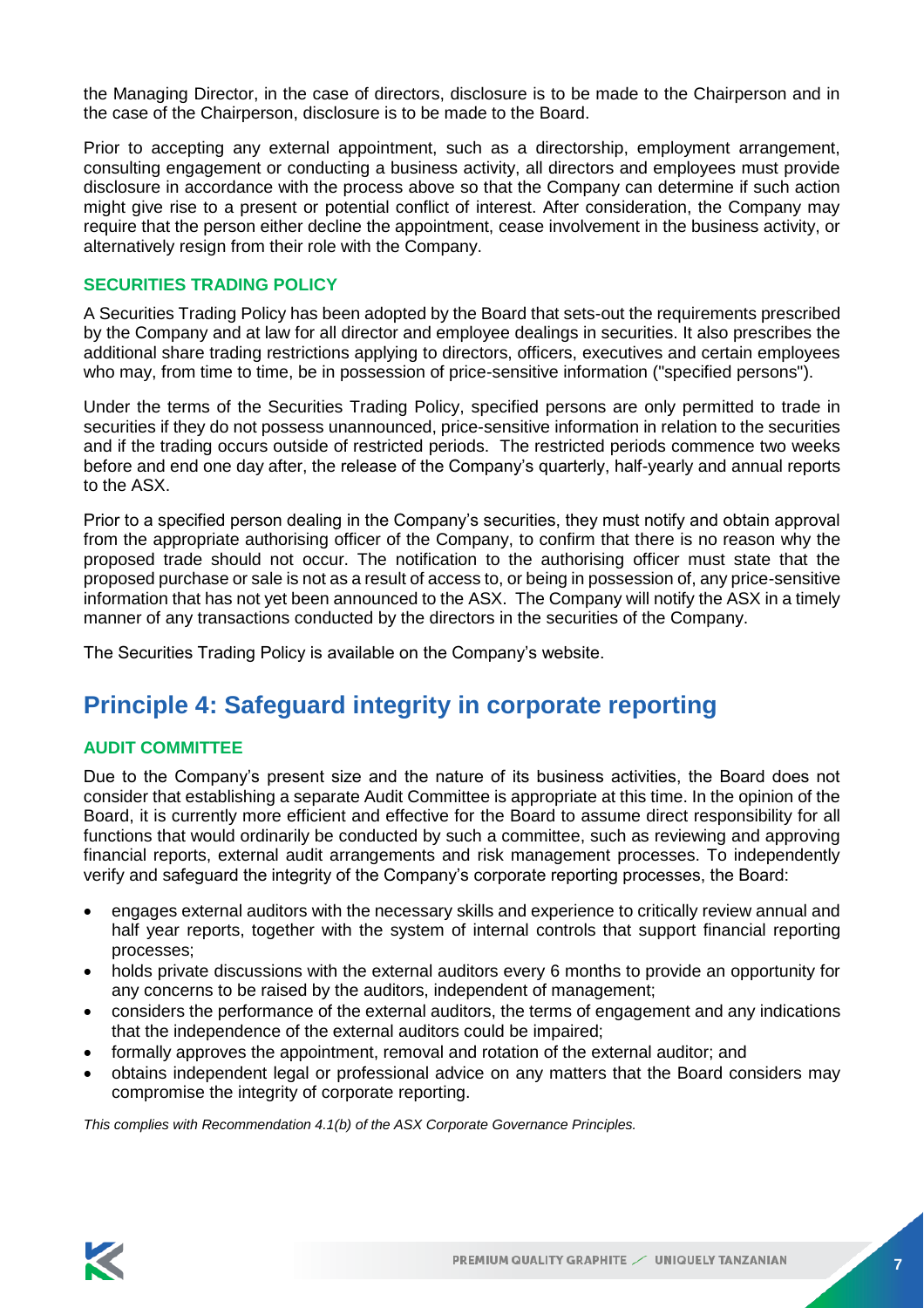the Managing Director, in the case of directors, disclosure is to be made to the Chairperson and in the case of the Chairperson, disclosure is to be made to the Board.

Prior to accepting any external appointment, such as a directorship, employment arrangement, consulting engagement or conducting a business activity, all directors and employees must provide disclosure in accordance with the process above so that the Company can determine if such action might give rise to a present or potential conflict of interest. After consideration, the Company may require that the person either decline the appointment, cease involvement in the business activity, or alternatively resign from their role with the Company.

### SECURITIES TRADING POLICY

A Securities Trading Policy has been adopted by the Board that sets-out the requirements prescribed by the Company and at law for all director and employee dealings in securities. It also prescribes the additional share trading restrictions applying to directors, officers, executives and certain employees who may, from time to time, be in possession of price-sensitive information ("specified persons").

Under the terms of the Securities Trading Policy, specified persons are only permitted to trade in securities if they do not possess unannounced, price-sensitive information in relation to the securities and if the trading occurs outside of restricted periods. The restricted periods commence two weeks before and end one day after, the release of the Company's quarterly, half-yearly and annual reports to the ASX.

Prior to a specified person dealing in the Company's securities, they must notify and obtain approval from the appropriate authorising officer of the Company, to confirm that there is no reason why the proposed trade should not occur. The notification to the authorising officer must state that the proposed purchase or sale is not as a result of access to, or being in possession of, any price-sensitive information that has not yet been announced to the ASX. The Company will notify the ASX in a timely manner of any transactions conducted by the directors in the securities of the Company.

The Securities Trading Policy is available on the Company's website.

## Principle 4: Safeguard integrity in corporate reporting

### AUDIT COMMITTEE

Due to the Company's present size and the nature of its business activities, the Board does not consider that establishing a separate Audit Committee is appropriate at this time. In the opinion of the Board, it is currently more efficient and effective for the Board to assume direct responsibility for all functions that would ordinarily be conducted by such a committee, such as reviewing and approving financial reports, external audit arrangements and risk management processes. To independently verify and safeguard the integrity of the Company's corporate reporting processes, the Board:

- engages external auditors with the necessary skills and experience to critically review annual and half year reports, together with the system of internal controls that support financial reporting processes;
- holds private discussions with the external auditors every 6 months to provide an opportunity for any concerns to be raised by the auditors, independent of management;
- considers the performance of the external auditors, the terms of engagement and any indications that the independence of the external auditors could be impaired;
- formally approves the appointment, removal and rotation of the external auditor; and
- obtains independent legal or professional advice on any matters that the Board considers may compromise the integrity of corporate reporting.

*This complies with Recommendation 4.1(b) of the ASX Corporate Governance Principles.*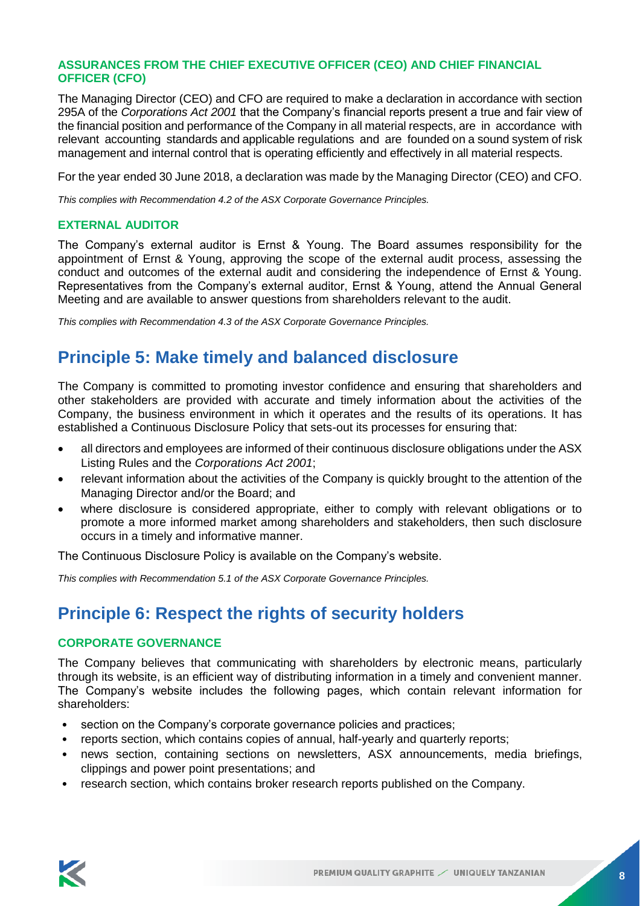### ASSURANCES FROM THE CHIEF EXECUTIVE OFFICER (CEO) AND CHIEF FINANCIAL OFFICER (CFO)

The Managing Director (CEO) and CFO are required to make a declaration in accordance with section 295A of the *Corporations Act 2001* that the Company's financial reports present a true and fair view of the financial position and performance of the Company in all material respects, are in accordance with relevant accounting standards and applicable regulations and are founded on a sound system of risk management and internal control that is operating efficiently and effectively in all material respects.

For the year ended 30 June 2018, a declaration was made by the Managing Director (CEO) and CFO.

*This complies with Recommendation 4.2 of the ASX Corporate Governance Principles.*

### EXTERNAL AUDITOR

The Company's external auditor is Ernst & Young. The Board assumes responsibility for the appointment of Ernst & Young, approving the scope of the external audit process, assessing the conduct and outcomes of the external audit and considering the independence of Ernst & Young. Representatives from the Company's external auditor, Ernst & Young, attend the Annual General Meeting and are available to answer questions from shareholders relevant to the audit.

*This complies with Recommendation 4.3 of the ASX Corporate Governance Principles.*

## Principle 5: Make timely and balanced disclosure

The Company is committed to promoting investor confidence and ensuring that shareholders and other stakeholders are provided with accurate and timely information about the activities of the Company, the business environment in which it operates and the results of its operations. It has established a Continuous Disclosure Policy that sets-out its processes for ensuring that:

- all directors and employees are informed of their continuous disclosure obligations under the ASX Listing Rules and the *Corporations Act 2001*;
- relevant information about the activities of the Company is quickly brought to the attention of the Managing Director and/or the Board; and
- where disclosure is considered appropriate, either to comply with relevant obligations or to promote a more informed market among shareholders and stakeholders, then such disclosure occurs in a timely and informative manner.

The Continuous Disclosure Policy is available on the Company's website.

*This complies with Recommendation 5.1 of the ASX Corporate Governance Principles.*

## Principle 6: Respect the rights of security holders

### CORPORATE GOVERNANCE

The Company believes that communicating with shareholders by electronic means, particularly through its website, is an efficient way of distributing information in a timely and convenient manner. The Company's website includes the following pages, which contain relevant information for shareholders:

- section on the Company's corporate governance policies and practices;
- reports section, which contains copies of annual, half-yearly and quarterly reports;
- news section, containing sections on newsletters, ASX announcements, media briefings, clippings and power point presentations; and
- research section, which contains broker research reports published on the Company.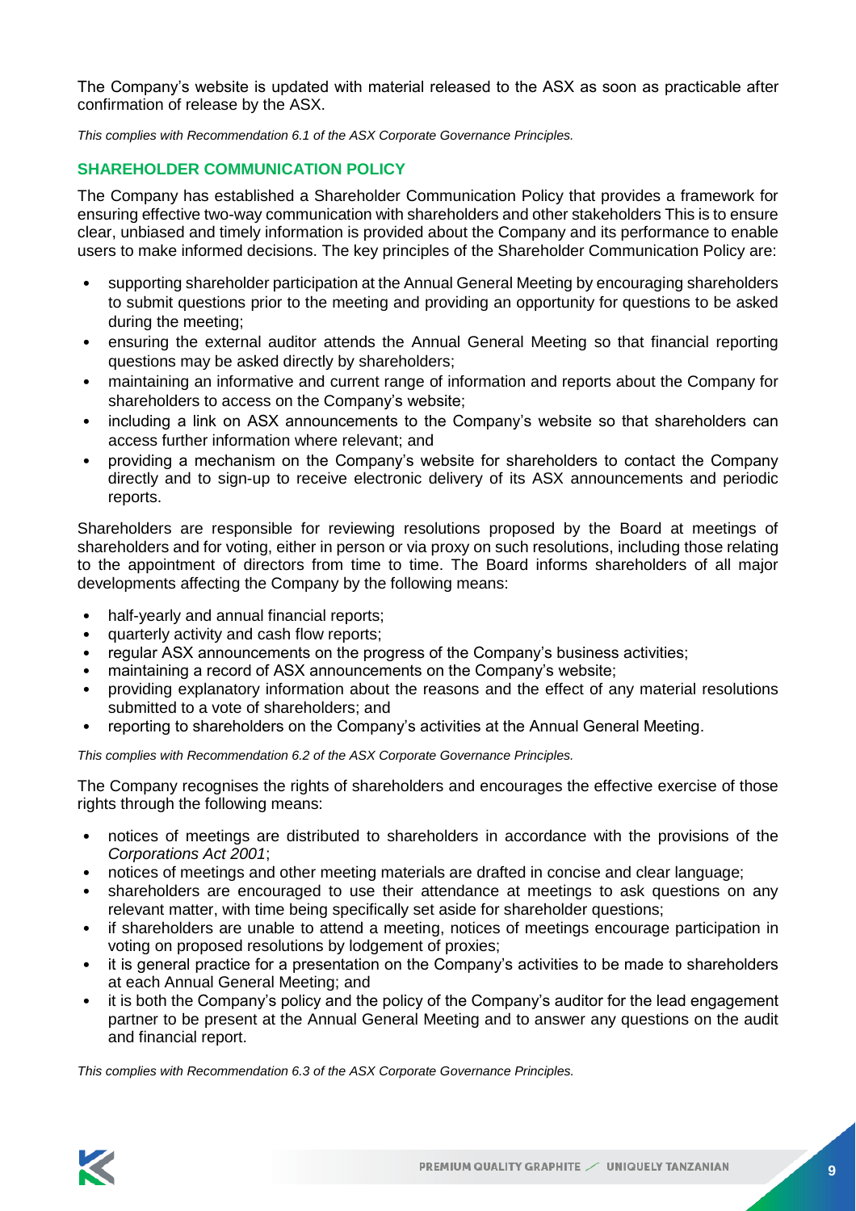The Company's website is updated with material released to the ASX as soon as practicable after confirmation of release by the ASX.

*This complies with Recommendation 6.1 of the ASX Corporate Governance Principles.*

## SHAREHOLDER COMMUNICATION POLICY

The Company has established a Shareholder Communication Policy that provides a framework for ensuring effective two-way communication with shareholders and other stakeholders This is to ensure clear, unbiased and timely information is provided about the Company and its performance to enable users to make informed decisions. The key principles of the Shareholder Communication Policy are:

- supporting shareholder participation at the Annual General Meeting by encouraging shareholders to submit questions prior to the meeting and providing an opportunity for questions to be asked during the meeting;
- ensuring the external auditor attends the Annual General Meeting so that financial reporting questions may be asked directly by shareholders;
- maintaining an informative and current range of information and reports about the Company for shareholders to access on the Company's website;
- including a link on ASX announcements to the Company's website so that shareholders can access further information where relevant; and
- providing a mechanism on the Company's website for shareholders to contact the Company directly and to sign-up to receive electronic delivery of its ASX announcements and periodic reports.

Shareholders are responsible for reviewing resolutions proposed by the Board at meetings of shareholders and for voting, either in person or via proxy on such resolutions, including those relating to the appointment of directors from time to time. The Board informs shareholders of all major developments affecting the Company by the following means:

- half-yearly and annual financial reports;
- quarterly activity and cash flow reports;
- regular ASX announcements on the progress of the Company's business activities;
- maintaining a record of ASX announcements on the Company's website;
- providing explanatory information about the reasons and the effect of any material resolutions submitted to a vote of shareholders; and
- reporting to shareholders on the Company's activities at the Annual General Meeting.

*This complies with Recommendation 6.2 of the ASX Corporate Governance Principles.*

The Company recognises the rights of shareholders and encourages the effective exercise of those rights through the following means:

- notices of meetings are distributed to shareholders in accordance with the provisions of the *Corporations Act 2001*;
- notices of meetings and other meeting materials are drafted in concise and clear language;
- shareholders are encouraged to use their attendance at meetings to ask questions on any relevant matter, with time being specifically set aside for shareholder questions;
- if shareholders are unable to attend a meeting, notices of meetings encourage participation in voting on proposed resolutions by lodgement of proxies;
- it is general practice for a presentation on the Company's activities to be made to shareholders at each Annual General Meeting; and
- it is both the Company's policy and the policy of the Company's auditor for the lead engagement partner to be present at the Annual General Meeting and to answer any questions on the audit and financial report.

*This complies with Recommendation 6.3 of the ASX Corporate Governance Principles.*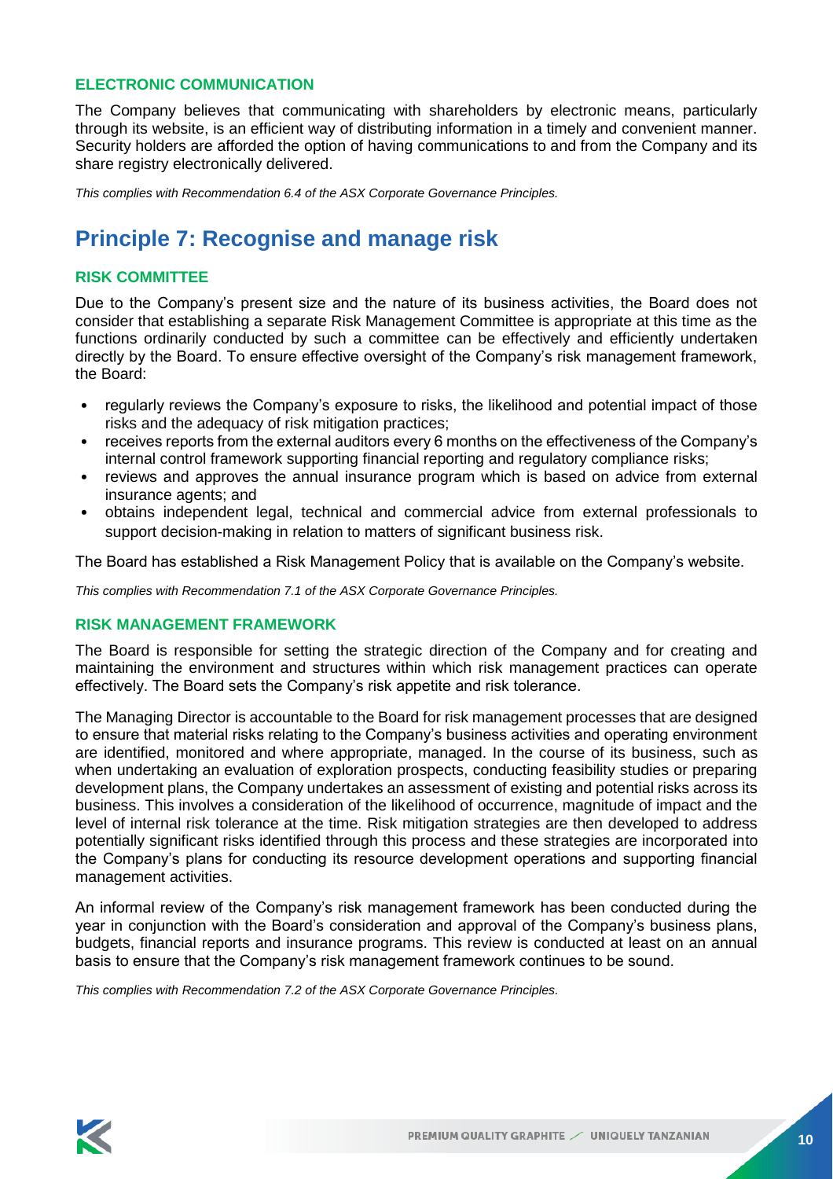### ELECTRONIC COMMUNICATION

The Company believes that communicating with shareholders by electronic means, particularly through its website, is an efficient way of distributing information in a timely and convenient manner. Security holders are afforded the option of having communications to and from the Company and its share registry electronically delivered.

*This complies with Recommendation 6.4 of the ASX Corporate Governance Principles.*

## Principle 7: Recognise and manage risk

### RISK COMMITTEE

Due to the Company's present size and the nature of its business activities, the Board does not consider that establishing a separate Risk Management Committee is appropriate at this time as the functions ordinarily conducted by such a committee can be effectively and efficiently undertaken directly by the Board. To ensure effective oversight of the Company's risk management framework, the Board:

- regularly reviews the Company's exposure to risks, the likelihood and potential impact of those risks and the adequacy of risk mitigation practices;
- receives reports from the external auditors every 6 months on the effectiveness of the Company's internal control framework supporting financial reporting and regulatory compliance risks;
- reviews and approves the annual insurance program which is based on advice from external insurance agents; and
- obtains independent legal, technical and commercial advice from external professionals to support decision-making in relation to matters of significant business risk.

The Board has established a Risk Management Policy that is available on the Company's website.

*This complies with Recommendation 7.1 of the ASX Corporate Governance Principles.*

### RISK MANAGEMENT FRAMEWORK

The Board is responsible for setting the strategic direction of the Company and for creating and maintaining the environment and structures within which risk management practices can operate effectively. The Board sets the Company's risk appetite and risk tolerance.

The Managing Director is accountable to the Board for risk management processes that are designed to ensure that material risks relating to the Company's business activities and operating environment are identified, monitored and where appropriate, managed. In the course of its business, such as when undertaking an evaluation of exploration prospects, conducting feasibility studies or preparing development plans, the Company undertakes an assessment of existing and potential risks across its business. This involves a consideration of the likelihood of occurrence, magnitude of impact and the level of internal risk tolerance at the time. Risk mitigation strategies are then developed to address potentially significant risks identified through this process and these strategies are incorporated into the Company's plans for conducting its resource development operations and supporting financial management activities.

An informal review of the Company's risk management framework has been conducted during the year in conjunction with the Board's consideration and approval of the Company's business plans, budgets, financial reports and insurance programs. This review is conducted at least on an annual basis to ensure that the Company's risk management framework continues to be sound.

*This complies with Recommendation 7.2 of the ASX Corporate Governance Principles.*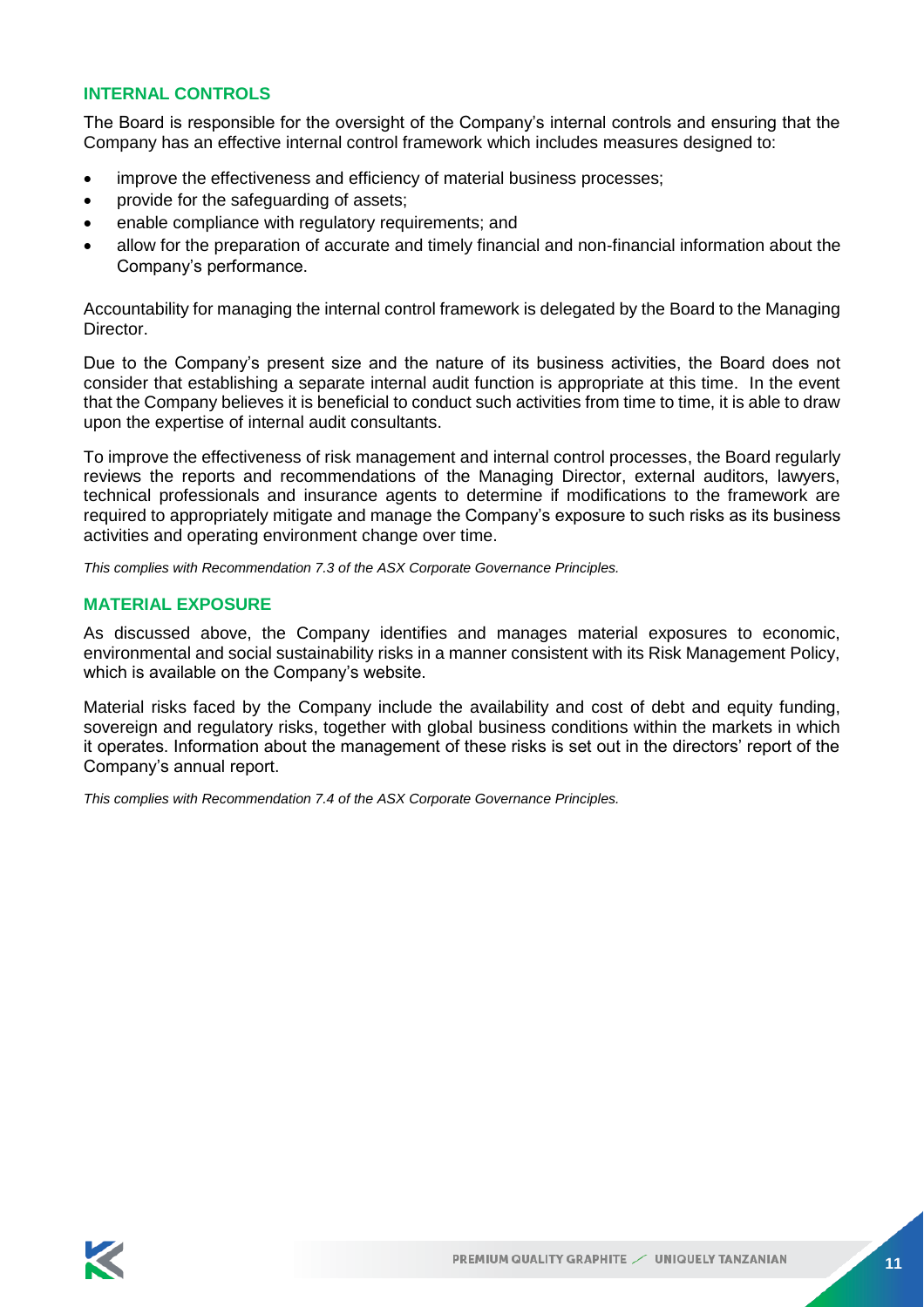## INTERNAL CONTROLS

The Board is responsible for the oversight of the Company's internal controls and ensuring that the Company has an effective internal control framework which includes measures designed to:

- improve the effectiveness and efficiency of material business processes;
- provide for the safeguarding of assets;
- enable compliance with regulatory requirements; and
- allow for the preparation of accurate and timely financial and non-financial information about the Company's performance.

Accountability for managing the internal control framework is delegated by the Board to the Managing Director.

Due to the Company's present size and the nature of its business activities, the Board does not consider that establishing a separate internal audit function is appropriate at this time. In the event that the Company believes it is beneficial to conduct such activities from time to time, it is able to draw upon the expertise of internal audit consultants.

To improve the effectiveness of risk management and internal control processes, the Board regularly reviews the reports and recommendations of the Managing Director, external auditors, lawyers, technical professionals and insurance agents to determine if modifications to the framework are required to appropriately mitigate and manage the Company's exposure to such risks as its business activities and operating environment change over time.

*This complies with Recommendation 7.3 of the ASX Corporate Governance Principles.*

## MATERIAL EXPOSURE

As discussed above, the Company identifies and manages material exposures to economic, environmental and social sustainability risks in a manner consistent with its Risk Management Policy, which is available on the Company's website.

Material risks faced by the Company include the availability and cost of debt and equity funding, sovereign and regulatory risks, together with global business conditions within the markets in which it operates. Information about the management of these risks is set out in the directors' report of the Company's annual report.

*This complies with Recommendation 7.4 of the ASX Corporate Governance Principles.*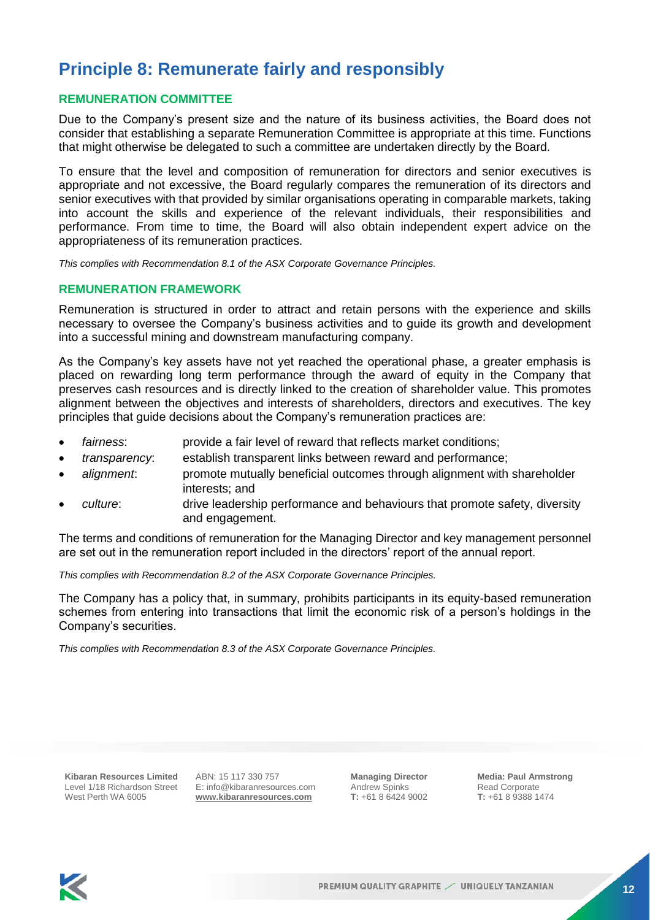## Principle 8: Remunerate fairly and responsibly

### REMUNERATION COMMITTEE

Due to the Company's present size and the nature of its business activities, the Board does not consider that establishing a separate Remuneration Committee is appropriate at this time. Functions that might otherwise be delegated to such a committee are undertaken directly by the Board.

To ensure that the level and composition of remuneration for directors and senior executives is appropriate and not excessive, the Board regularly compares the remuneration of its directors and senior executives with that provided by similar organisations operating in comparable markets, taking into account the skills and experience of the relevant individuals, their responsibilities and performance. From time to time, the Board will also obtain independent expert advice on the appropriateness of its remuneration practices.

*This complies with Recommendation 8.1 of the ASX Corporate Governance Principles.*

### REMUNERATION FRAMEWORK

Remuneration is structured in order to attract and retain persons with the experience and skills necessary to oversee the Company's business activities and to guide its growth and development into a successful mining and downstream manufacturing company.

As the Company's key assets have not yet reached the operational phase, a greater emphasis is placed on rewarding long term performance through the award of equity in the Company that preserves cash resources and is directly linked to the creation of shareholder value. This promotes alignment between the objectives and interests of shareholders, directors and executives. The key principles that guide decisions about the Company's remuneration practices are:

- *fairness*: provide a fair level of reward that reflects market conditions;
- *transparency*: establish transparent links between reward and performance;
- *alignment*: promote mutually beneficial outcomes through alignment with shareholder interests; and
- *culture*: drive leadership performance and behaviours that promote safety, diversity and engagement.

The terms and conditions of remuneration for the Managing Director and key management personnel are set out in the remuneration report included in the directors' report of the annual report.

*This complies with Recommendation 8.2 of the ASX Corporate Governance Principles.*

The Company has a policy that, in summary, prohibits participants in its equity-based remuneration schemes from entering into transactions that limit the economic risk of a person's holdings in the Company's securities.

*This complies with Recommendation 8.3 of the ASX Corporate Governance Principles.*